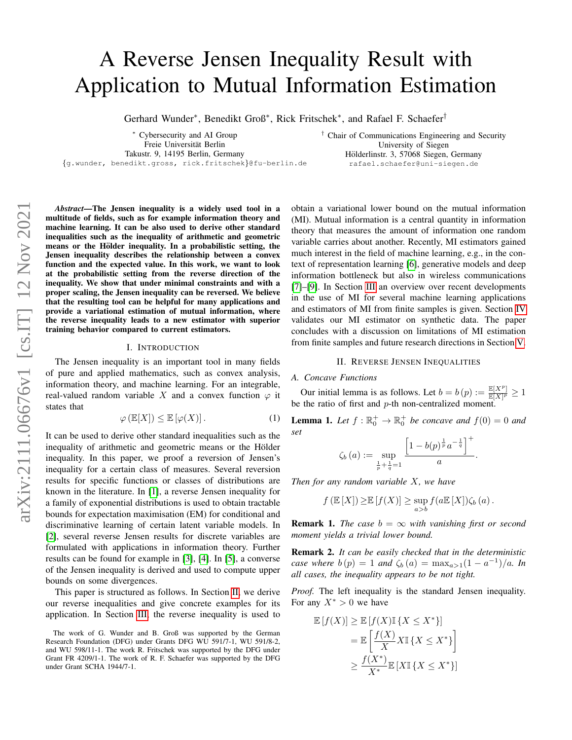# A Reverse Jensen Inequality Result with Application to Mutual Information Estimation

Gerhard Wunder*, Benedikt Groß*, Rick Fritschek*, and Rafael F. Schaefer†

* Cybersecurity and AI Group
Freie Universität Berlin
Takustr. 9, 14195 Berlin, Germany
{g.wunder, benedikt.gross, rick.fritschek}@fu-berlin.de

† Chair of Communications Engineering and Security
University of Siegen
Hölderlinstr. 3, 57068 Siegen, Germany
rafael.schaefer@uni-siegen.de

***Abstract*—The Jensen inequality is a widely used tool in a multitude of fields, such as for example information theory and machine learning. It can be also used to derive other standard inequalities such as the inequality of arithmetic and geometric means or the Hölder inequality. In a probabilistic setting, the Jensen inequality describes the relationship between a convex function and the expected value. In this work, we want to look at the probabilistic setting from the reverse direction of the inequality. We show that under minimal constraints and with a proper scaling, the Jensen inequality can be reversed. We believe that the resulting tool can be helpful for many applications and provide a variational estimation of mutual information, where the reverse inequality leads to a new estimator with superior training behavior compared to current estimators.**

## I. Introduction

The Jensen inequality is an important tool in many fields of pure and applied mathematics, such as convex analysis, information theory, and machine learning. For an integrable, real-valued random variable $X$ and a convex function $\varphi$ it states that

$$\varphi\left(\mathbb{E}[X]\right) \leq \mathbb{E}\left[\varphi(X)\right]. \tag{1}$$

It can be used to derive other standard inequalities such as the inequality of arithmetic and geometric means or the Hölder inequality. In this paper, we proof a reversion of Jensen's inequality for a certain class of measures. Several reversion results for specific functions or classes of distributions are known in the literature. In [1], a reverse Jensen inequality for a family of exponential distributions is used to obtain tractable bounds for expectation maximisation (EM) for conditional and discriminative learning of certain latent variable models. In [2], several reverse Jensen results for discrete variables are formulated with applications in information theory. Further results can be found for example in [3], [4]. In [5], a converse of the Jensen inequality is derived and used to compute upper bounds on some divergences.

This paper is structured as follows. In Section II, we derive our reverse inequalities and give concrete examples for its application. In Section III, the reverse inequality is used to obtain a variational lower bound on the mutual information (MI). Mutual information is a central quantity in information theory that measures the amount of information one random variable carries about another. Recently, MI estimators gained much interest in the field of machine learning, e.g., in the context of representation learning [6], generative models and deep information bottleneck but also in wireless communications [7]–[9]. In Section III an overview over recent developments in the use of MI for several machine learning applications and estimators of MI from finite samples is given. Section IV validates our MI estimator on synthetic data. The paper concludes with a discussion on limitations of MI estimation from finite samples and future research directions in Section V.

The work of G. Wunder and B. Groß was supported by the German Research Foundation (DFG) under Grants DFG WU 591/7-1, WU 591/8-2, and WU 598/11-1. The work R. Fritschek was supported by the DFG under Grant FR 4209/1-1. The work of R. F. Schaefer was supported by the DFG under Grant SCHA 1944/7-1.

## II. Reverse Jensen Inequalities

### A. Concave Functions

Our initial lemma is as follows. Let $b = b\left(p\right) := \frac{\mathbb{E}[X^p]}{\mathbb{E}[X]^p} \geq 1$ be the ratio of first and $p$-th non-centralized moment.

**Lemma 1.** *Let $f : \mathbb{R}_0^+ \to \mathbb{R}_0^+$ be concave and $f(0) = 0$ and set*

$$\zeta_b\left(a\right) := \sup_{\frac{1}{p}+\frac{1}{q}=1} \frac{\left[1 - b(p)^{\frac{1}{p}} a^{-\frac{1}{q}}\right]^+}{a}.$$

*Then for any random variable $X$, we have*

$$f\left(\mathbb{E}\left[X\right]\right) \geq \mathbb{E}\left[f(X)\right] \geq \sup_{a>b} f(a\mathbb{E}\left[X\right])\zeta_b\left(a\right).$$

**Remark 1.** *The case $b = \infty$ with vanishing first or second moment yields a trivial lower bound.*

**Remark 2.** *It can be easily checked that in the deterministic case where $b\left(p\right) = 1$ and $\zeta_b\left(a\right) = \max_{a>1}(1 - a^{-1})/a$. In all cases, the inequality appears to be not tight.*

*Proof.* The left inequality is the standard Jensen inequality. For any $X^* > 0$ we have

$$\begin{aligned}
\mathbb{E}\left[f(X)\right] &\geq \mathbb{E}\left[f(X)\mathbb{I}\left\{X \leq X^*\right\}\right] \\
&= \mathbb{E}\left[\frac{f(X)}{X} X\mathbb{I}\left\{X \leq X^*\right\}\right] \\
&\geq \frac{f(X^*)}{X^*}\mathbb{E}\left[X\mathbb{I}\left\{X \leq X^*\right\}\right]
\end{aligned}$$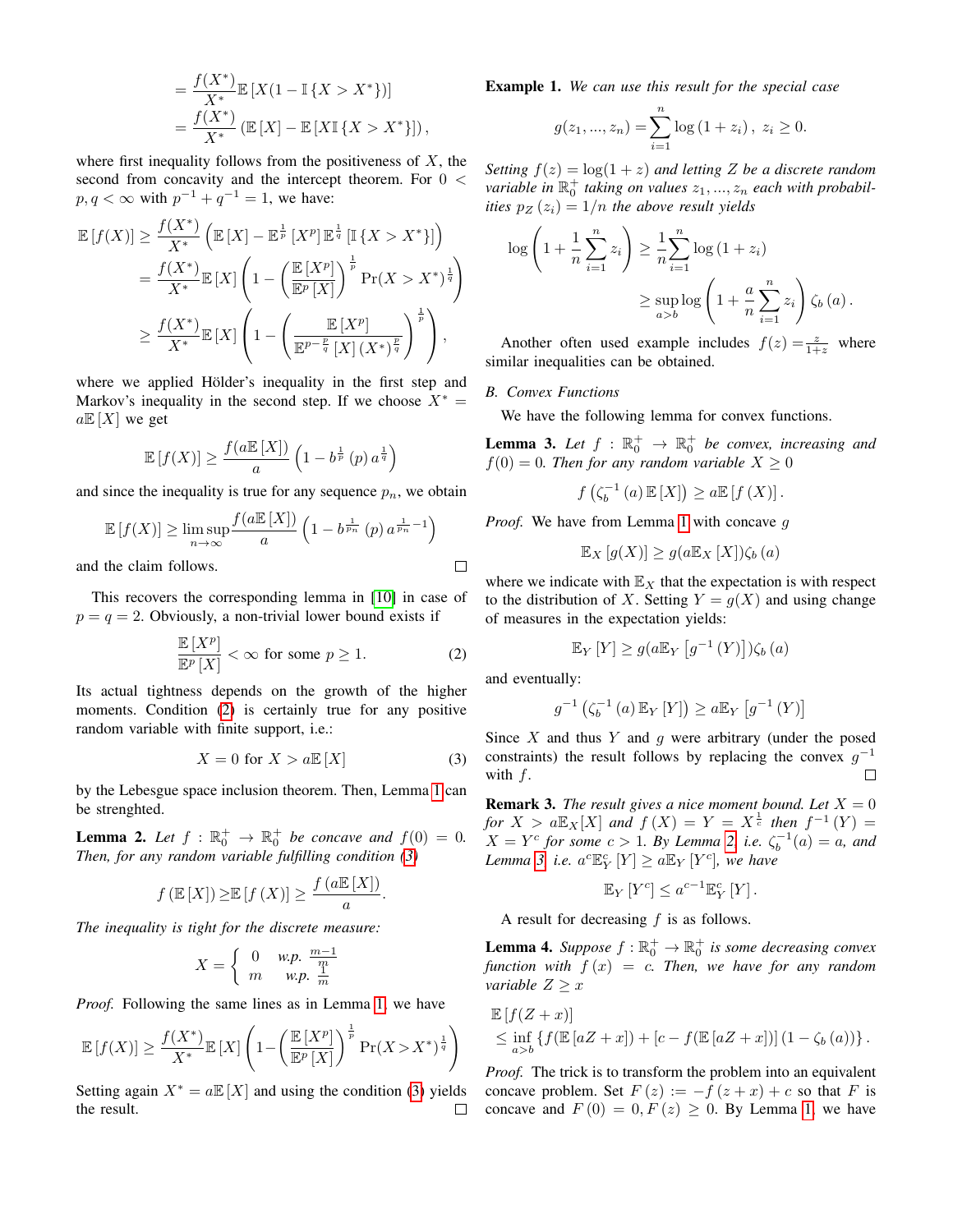$$= \frac{f(X^*)}{X^*}\mathbb{E}\left[X(1-\mathbb{I}\{X > X^*\})\right]$$
$$= \frac{f(X^*)}{X^*}\left(\mathbb{E}\left[X\right] - \mathbb{E}\left[X\mathbb{I}\{X > X^*\}\right]\right),$$

where first inequality follows from the positiveness of $X$, the second from concavity and the intercept theorem. For $0 < p, q < \infty$ with $p^{-1} + q^{-1} = 1$, we have:

$$\mathbb{E}\left[f(X)\right] \geq \frac{f(X^*)}{X^*}\left(\mathbb{E}\left[X\right] - \mathbb{E}^{\frac{1}{p}}\left[X^p\right]\mathbb{E}^{\frac{1}{q}}\left[\mathbb{I}\{X > X^*\}\right]\right)$$
$$= \frac{f(X^*)}{X^*}\mathbb{E}\left[X\right]\left(1 - \left(\frac{\mathbb{E}\left[X^p\right]}{\mathbb{E}^p\left[X\right]}\right)^{\frac{1}{p}}\Pr(X > X^*)^{\frac{1}{q}}\right)$$
$$\geq \frac{f(X^*)}{X^*}\mathbb{E}\left[X\right]\left(1 - \left(\frac{\mathbb{E}\left[X^p\right]}{\mathbb{E}^{p-\frac{p}{q}}\left[X\right](X^*)^{\frac{p}{q}}}\right)^{\frac{1}{p}}\right),$$

where we applied Hölder's inequality in the first step and Markov's inequality in the second step. If we choose $X^* = a\mathbb{E}\left[X\right]$ we get

$$\mathbb{E}\left[f(X)\right] \geq \frac{f(a\mathbb{E}\left[X\right])}{a}\left(1 - b^{\frac{1}{p}}\left(p\right)a^{\frac{1}{q}}\right)$$

and since the inequality is true for any sequence $p_n$, we obtain

$$\mathbb{E}\left[f(X)\right] \geq \limsup_{n\to\infty}\frac{f(a\mathbb{E}\left[X\right])}{a}\left(1 - b^{\frac{1}{p_n}}\left(p\right)a^{\frac{1}{p_n}-1}\right)$$

and the claim follows. □

This recovers the corresponding lemma in [10] in case of $p = q = 2$. Obviously, a non-trivial lower bound exists if

$$\frac{\mathbb{E}\left[X^p\right]}{\mathbb{E}^p\left[X\right]} < \infty \text{ for some } p \geq 1. \tag{2}$$

Its actual tightness depends on the growth of the higher moments. Condition (2) is certainly true for any positive random variable with finite support, i.e.:

$$X = 0 \text{ for } X > a\mathbb{E}\left[X\right] \tag{3}$$

by the Lebesgue space inclusion theorem. Then, Lemma 1 can be strenghted.

**Lemma 2.** *Let $f : \mathbb{R}_0^+ \to \mathbb{R}_0^+$ be concave and $f(0) = 0$. Then, for any random variable fulfilling condition (3)*

$$f\left(\mathbb{E}\left[X\right]\right) \geq \mathbb{E}\left[f\left(X\right)\right] \geq \frac{f\left(a\mathbb{E}\left[X\right]\right)}{a}.$$

*The inequality is tight for the discrete measure:*

$$X = \begin{cases} 0 & \text{w.p. } \frac{m-1}{m} \\ m & \text{w.p. } \frac{1}{m} \end{cases}$$

*Proof.* Following the same lines as in Lemma 1, we have

$$\mathbb{E}\left[f(X)\right] \geq \frac{f(X^*)}{X^*}\mathbb{E}\left[X\right]\left(1 - \left(\frac{\mathbb{E}\left[X^p\right]}{\mathbb{E}^p\left[X\right]}\right)^{\frac{1}{p}}\Pr(X > X^*)^{\frac{1}{q}}\right)$$

Setting again $X^* = a\mathbb{E}\left[X\right]$ and using the condition (3) yields the result. □

**Example 1.** *We can use this result for the special case*

$$g(z_1, ..., z_n) = \sum_{i=1}^{n}\log\left(1 + z_i\right), \ z_i \geq 0.$$

*Setting $f(z) = \log(1 + z)$ and letting $Z$ be a discrete random variable in $\mathbb{R}_0^+$ taking on values $z_1, ..., z_n$ each with probabilities $p_Z\left(z_i\right) = 1/n$ the above result yields*

$$\log\left(1 + \frac{1}{n}\sum_{i=1}^{n} z_i\right) \geq \frac{1}{n}\sum_{i=1}^{n}\log\left(1 + z_i\right)$$
$$\geq \sup_{a>b}\log\left(1 + \frac{a}{n}\sum_{i=1}^{n} z_i\right)\zeta_b\left(a\right).$$

Another often used example includes $f(z) = \frac{z}{1+z}$ where similar inequalities can be obtained.

### B. Convex Functions

We have the following lemma for convex functions.

**Lemma 3.** *Let $f : \mathbb{R}_0^+ \to \mathbb{R}_0^+$ be convex, increasing and $f(0) = 0$. Then for any random variable $X \geq 0$*

$$f\left(\zeta_b^{-1}\left(a\right)\mathbb{E}\left[X\right]\right) \geq a\mathbb{E}\left[f\left(X\right)\right].$$

*Proof.* We have from Lemma 1 with concave $g$

$$\mathbb{E}_X\left[g(X)\right] \geq g(a\mathbb{E}_X\left[X\right])\zeta_b\left(a\right)$$

where we indicate with $\mathbb{E}_X$ that the expectation is with respect to the distribution of $X$. Setting $Y = g(X)$ and using change of measures in the expectation yields:

$$\mathbb{E}_Y\left[Y\right] \geq g(a\mathbb{E}_Y\left[g^{-1}\left(Y\right)\right])\zeta_b\left(a\right)$$

and eventually:

$$g^{-1}\left(\zeta_b^{-1}\left(a\right)\mathbb{E}_Y\left[Y\right]\right) \geq a\mathbb{E}_Y\left[g^{-1}\left(Y\right)\right]$$

Since $X$ and thus $Y$ and $g$ were arbitrary (under the posed constraints) the result follows by replacing the convex $g^{-1}$ with $f$. □

**Remark 3.** *The result gives a nice moment bound. Let $X = 0$ for $X > a\mathbb{E}_X[X]$ and $f\left(X\right) = Y = X^{\frac{1}{c}}$ then $f^{-1}\left(Y\right) = X = Y^c$ for some $c > 1$. By Lemma 2, i.e. $\zeta_b^{-1}(a) = a$, and Lemma 3, i.e. $a^c\mathbb{E}_Y^c\left[Y\right] \geq a\mathbb{E}_Y\left[Y^c\right]$, we have*

$$\mathbb{E}_Y\left[Y^c\right] \leq a^{c-1}\mathbb{E}_Y^c\left[Y\right].$$

A result for decreasing $f$ is as follows.

**Lemma 4.** *Suppose $f : \mathbb{R}_0^+ \to \mathbb{R}_0^+$ is some decreasing convex function with $f\left(x\right) = c$. Then, we have for any random variable $Z \geq x$*

$$\mathbb{E}\left[f(Z + x)\right]$$
$$\leq \inf_{a>b}\left\{f(\mathbb{E}\left[aZ + x\right]) + \left[c - f(\mathbb{E}\left[aZ + x\right])\right]\left(1 - \zeta_b\left(a\right)\right)\right\}.$$

*Proof.* The trick is to transform the problem into an equivalent concave problem. Set $F\left(z\right) := -f\left(z + x\right) + c$ so that $F$ is concave and $F\left(0\right) = 0, F\left(z\right) \geq 0$. By Lemma 1, we have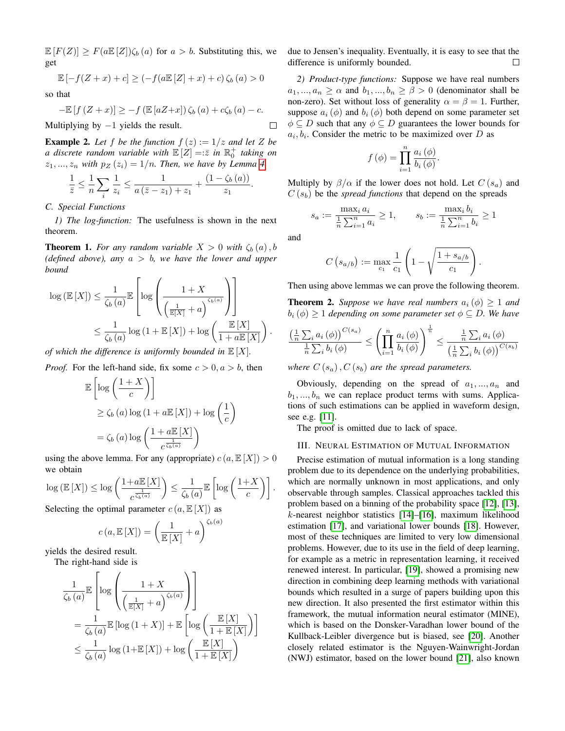$\mathbb{E}[F(Z)] \geq F(a\mathbb{E}[Z])\zeta_b(a)$ for $a > b$. Substituting this, we get

$$\mathbb{E}[-f(Z+x)+c] \geq (-f(a\mathbb{E}[Z]+x)+c)\,\zeta_b(a) > 0$$

so that

$$-\mathbb{E}[f(Z+x)] \geq -f(\mathbb{E}[aZ+x])\,\zeta_b(a) + c\zeta_b(a) - c.$$

Multiplying by $-1$ yields the result. □

**Example 2.** *Let $f$ be the function $f(z) := 1/z$ and let $Z$ be a discrete random variable with $\mathbb{E}[Z] =: \bar{z}$ in $\mathbb{R}_0^+$ taking on $z_1, ..., z_n$ with $p_Z(z_i) = 1/n$. Then, we have by Lemma 4*

$$\frac{1}{\bar{z}} \leq \frac{1}{n}\sum_i \frac{1}{z_i} \leq \frac{1}{a(\bar{z}-z_1)+z_1} + \frac{(1-\zeta_b(a))}{z_1}.$$

### C. Special Functions

*1) The log-function:* The usefulness is shown in the next theorem.

**Theorem 1.** *For any random variable $X > 0$ with $\zeta_b(a), b$ (defined above), any $a > b$, we have the lower and upper bound*

$$\begin{aligned}\log(\mathbb{E}[X]) &\leq \frac{1}{\zeta_b(a)}\mathbb{E}\left[\log\left(\frac{1+X}{\left(\frac{1}{\mathbb{E}[X]}+a\right)^{\zeta_b(a)}}\right)\right] \\ &\leq \frac{1}{\zeta_b(a)}\log(1+\mathbb{E}[X]) + \log\left(\frac{\mathbb{E}[X]}{1+a\mathbb{E}[X]}\right).\end{aligned}$$

*of which the difference is uniformly bounded in $\mathbb{E}[X]$.*

*Proof.* For the left-hand side, fix some $c > 0, a > b$, then

$$\begin{aligned}\mathbb{E}&\left[\log\left(\frac{1+X}{c}\right)\right] \\ &\geq \zeta_b(a)\log(1+a\mathbb{E}[X]) + \log\left(\frac{1}{c}\right) \\ &= \zeta_b(a)\log\left(\frac{1+a\mathbb{E}[X]}{c^{\frac{1}{\zeta_b(a)}}}\right)\end{aligned}$$

using the above lemma. For any (appropriate) $c(a, \mathbb{E}[X]) > 0$ we obtain

$$\log(\mathbb{E}[X]) \leq \log\left(\frac{1+a\mathbb{E}[X]}{c^{\frac{1}{\zeta_b(a)}}}\right) \leq \frac{1}{\zeta_b(a)}\mathbb{E}\left[\log\left(\frac{1+X}{c}\right)\right].$$

Selecting the optimal parameter $c(a, \mathbb{E}[X])$ as

$$c(a, \mathbb{E}[X]) = \left(\frac{1}{\mathbb{E}[X]}+a\right)^{\zeta_b(a)}$$

yields the desired result.

The right-hand side is

$$\begin{aligned}\frac{1}{\zeta_b(a)}&\mathbb{E}\left[\log\left(\frac{1+X}{\left(\frac{1}{\mathbb{E}[X]}+a\right)^{\zeta_b(a)}}\right)\right] \\ &= \frac{1}{\zeta_b(a)}\mathbb{E}[\log(1+X)] + \mathbb{E}\left[\log\left(\frac{\mathbb{E}[X]}{1+\mathbb{E}[X]}\right)\right] \\ &\leq \frac{1}{\zeta_b(a)}\log(1+\mathbb{E}[X]) + \log\left(\frac{\mathbb{E}[X]}{1+\mathbb{E}[X]}\right)\end{aligned}$$

due to Jensen's inequality. Eventually, it is easy to see that the difference is uniformly bounded. □

*2) Product-type functions:* Suppose we have real numbers $a_1, ..., a_n \geq \alpha$ and $b_1, ..., b_n \geq \beta > 0$ (denominator shall be non-zero). Set without loss of generality $\alpha = \beta = 1$. Further, suppose $a_i(\phi)$ and $b_i(\phi)$ both depend on some parameter set $\phi \subseteq D$ such that any $\phi \subseteq D$ guarantees the lower bounds for $a_i, b_i$. Consider the metric to be maximized over $D$ as

$$f(\phi) = \prod_{i=1}^{n}\frac{a_i(\phi)}{b_i(\phi)}.$$

Multiply by $\beta/\alpha$ if the lower does not hold. Let $C(s_a)$ and $C(s_b)$ be the *spread functions* that depend on the spreads

$$s_a := \frac{\max_i a_i}{\frac{1}{n}\sum_{i=1}^{n} a_i} \geq 1, \qquad s_b := \frac{\max_i b_i}{\frac{1}{n}\sum_{i=1}^{n} b_i} \geq 1$$

and

$$C(s_{a/b}) := \max_{c_1}\frac{1}{c_1}\left(1 - \sqrt{\frac{1+s_{a/b}}{c_1}}\right).$$

Then using above lemmas we can prove the following theorem.

**Theorem 2.** *Suppose we have real numbers $a_i(\phi) \geq 1$ and $b_i(\phi) \geq 1$ depending on some parameter set $\phi \subseteq D$. We have*

$$\frac{\left(\frac{1}{n}\sum_i a_i(\phi)\right)^{C(s_a)}}{\frac{1}{n}\sum_i b_i(\phi)} \leq \left(\prod_{i=1}^{n}\frac{a_i(\phi)}{b_i(\phi)}\right)^{\frac{1}{n}} \leq \frac{\frac{1}{n}\sum_i a_i(\phi)}{\left(\frac{1}{n}\sum_i b_i(\phi)\right)^{C(s_b)}}$$

*where $C(s_a), C(s_b)$ are the spread parameters.*

Obviously, depending on the spread of $a_1, ..., a_n$ and $b_1, ..., b_n$ we can replace product terms with sums. Applications of such estimations can be applied in waveform design, see e.g. [11].

The proof is omitted due to lack of space.

## III. Neural Estimation of Mutual Information

Precise estimation of mutual information is a long standing problem due to its dependence on the underlying probabilities, which are normally unknown in most applications, and only observable through samples. Classical approaches tackled this problem based on a binning of the probability space [12], [13], $k$-nearest neighbor statistics [14]–[16], maximum likelihood estimation [17], and variational lower bounds [18]. However, most of these techniques are limited to very low dimensional problems. However, due to its use in the field of deep learning, for example as a metric in representation learning, it received renewed interest. In particular, [19], showed a promising new direction in combining deep learning methods with variational bounds which resulted in a surge of papers building upon this new direction. It also presented the first estimator within this framework, the mutual information neural estimator (MINE), which is based on the Donsker-Varadhan lower bound of the Kullback-Leibler divergence but is biased, see [20]. Another closely related estimator is the Nguyen-Wainwright-Jordan (NWJ) estimator, based on the lower bound [21], also known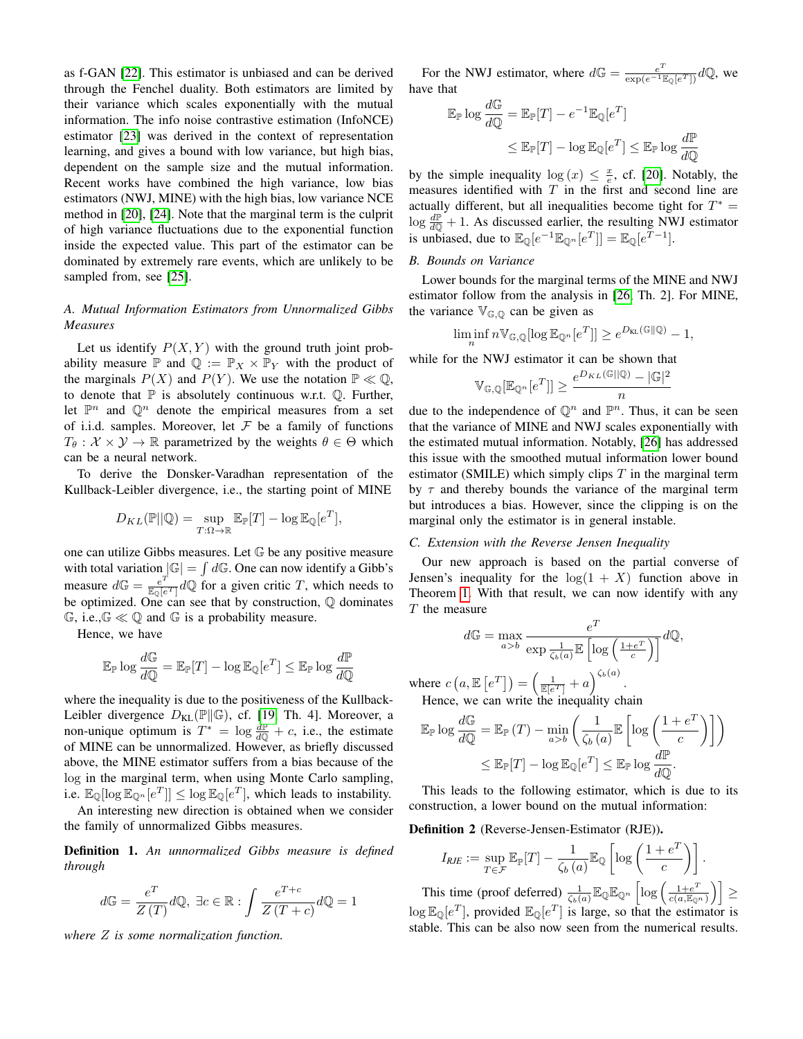as f-GAN [22]. This estimator is unbiased and can be derived through the Fenchel duality. Both estimators are limited by their variance which scales exponentially with the mutual information. The info noise contrastive estimation (InfoNCE) estimator [23] was derived in the context of representation learning, and gives a bound with low variance, but high bias, dependent on the sample size and the mutual information. Recent works have combined the high variance, low bias estimators (NWJ, MINE) with the high bias, low variance NCE method in [20], [24]. Note that the marginal term is the culprit of high variance fluctuations due to the exponential function inside the expected value. This part of the estimator can be dominated by extremely rare events, which are unlikely to be sampled from, see [25].

### A. Mutual Information Estimators from Unnormalized Gibbs Measures

Let us identify $P(X,Y)$ with the ground truth joint probability measure $\mathbb{P}$ and $\mathbb{Q} := \mathbb{P}_X \times \mathbb{P}_Y$ with the product of the marginals $P(X)$ and $P(Y)$. We use the notation $\mathbb{P} \ll \mathbb{Q}$, to denote that $\mathbb{P}$ is absolutely continuous w.r.t. $\mathbb{Q}$. Further, let $\mathbb{P}^n$ and $\mathbb{Q}^n$ denote the empirical measures from a set of i.i.d. samples. Moreover, let $\mathcal{F}$ be a family of functions $T_\theta : \mathcal{X} \times \mathcal{Y} \to \mathbb{R}$ parametrized by the weights $\theta \in \Theta$ which can be a neural network.

To derive the Donsker-Varadhan representation of the Kullback-Leibler divergence, i.e., the starting point of MINE

$$D_{KL}(\mathbb{P}||\mathbb{Q}) = \sup_{T:\Omega\to\mathbb{R}} \mathbb{E}_{\mathbb{P}}[T] - \log \mathbb{E}_{\mathbb{Q}}[e^T],$$

one can utilize Gibbs measures. Let $\mathbb{G}$ be any positive measure with total variation $|\mathbb{G}| = \int d\mathbb{G}$. One can now identify a Gibb's measure $d\mathbb{G} = \frac{e^T}{\mathbb{E}_{\mathbb{Q}}[e^T]} d\mathbb{Q}$ for a given critic $T$, which needs to be optimized. One can see that by construction, $\mathbb{Q}$ dominates $\mathbb{G}$, i.e.,$\mathbb{G} \ll \mathbb{Q}$ and $\mathbb{G}$ is a probability measure.

Hence, we have

$$\mathbb{E}_{\mathbb{P}} \log \frac{d\mathbb{G}}{d\mathbb{Q}} = \mathbb{E}_{\mathbb{P}}[T] - \log \mathbb{E}_{\mathbb{Q}}[e^T] \leq \mathbb{E}_{\mathbb{P}} \log \frac{d\mathbb{P}}{d\mathbb{Q}}$$

where the inequality is due to the positiveness of the Kullback-Leibler divergence $D_{\mathrm{KL}}(\mathbb{P}\|\mathbb{G})$, cf. [19, Th. 4]. Moreover, a non-unique optimum is $T^* = \log \frac{d\mathbb{P}}{d\mathbb{Q}} + c$, i.e., the estimate of MINE can be unnormalized. However, as briefly discussed above, the MINE estimator suffers from a bias because of the $\log$ in the marginal term, when using Monte Carlo sampling, i.e. $\mathbb{E}_{\mathbb{Q}}[\log \mathbb{E}_{\mathbb{Q}^n}[e^T]] \leq \log \mathbb{E}_{\mathbb{Q}}[e^T]$, which leads to instability.

An interesting new direction is obtained when we consider the family of unnormalized Gibbs measures.

**Definition 1.** *An unnormalized Gibbs measure is defined through*

$$d\mathbb{G} = \frac{e^T}{Z(T)} d\mathbb{Q},\ \exists c \in \mathbb{R} : \int \frac{e^{T+c}}{Z(T+c)} d\mathbb{Q} = 1$$

*where $Z$ is some normalization function.*

For the NWJ estimator, where $d\mathbb{G} = \frac{e^T}{\exp(e^{-1}\mathbb{E}_{\mathbb{Q}}[e^T])} d\mathbb{Q}$, we have that

$$\mathbb{E}_{\mathbb{P}} \log \frac{d\mathbb{G}}{d\mathbb{Q}} = \mathbb{E}_{\mathbb{P}}[T] - e^{-1}\mathbb{E}_{\mathbb{Q}}[e^T]$$
$$\leq \mathbb{E}_{\mathbb{P}}[T] - \log \mathbb{E}_{\mathbb{Q}}[e^T] \leq \mathbb{E}_{\mathbb{P}} \log \frac{d\mathbb{P}}{d\mathbb{Q}}$$

by the simple inequality $\log(x) \leq \frac{x}{e}$, cf. [20]. Notably, the measures identified with $T$ in the first and second line are actually different, but all inequalities become tight for $T^* = \log \frac{d\mathbb{P}}{d\mathbb{Q}} + 1$. As discussed earlier, the resulting NWJ estimator is unbiased, due to $\mathbb{E}_{\mathbb{Q}}[e^{-1}\mathbb{E}_{\mathbb{Q}^n}[e^T]] = \mathbb{E}_{\mathbb{Q}}[e^{T-1}]$.

### B. Bounds on Variance

Lower bounds for the marginal terms of the MINE and NWJ estimator follow from the analysis in [26, Th. 2]. For MINE, the variance $\mathbb{V}_{\mathbb{G},\mathbb{Q}}$ can be given as

$$\liminf_n n\mathbb{V}_{\mathbb{G},\mathbb{Q}}[\log \mathbb{E}_{\mathbb{Q}^n}[e^T]] \geq e^{D_{\mathrm{KL}}(\mathbb{G}\|\mathbb{Q})} - 1,$$

while for the NWJ estimator it can be shown that

$$\mathbb{V}_{\mathbb{G},\mathbb{Q}}[\mathbb{E}_{\mathbb{Q}^n}[e^T]] \geq \frac{e^{D_{KL}(\mathbb{G}||\mathbb{Q})} - |\mathbb{G}|^2}{n}$$

due to the independence of $\mathbb{Q}^n$ and $\mathbb{P}^n$. Thus, it can be seen that the variance of MINE and NWJ scales exponentially with the estimated mutual information. Notably, [26] has addressed this issue with the smoothed mutual information lower bound estimator (SMILE) which simply clips $T$ in the marginal term by $\tau$ and thereby bounds the variance of the marginal term but introduces a bias. However, since the clipping is on the marginal only the estimator is in general instable.

### C. Extension with the Reverse Jensen Inequality

Our new approach is based on the partial converse of Jensen's inequality for the $\log(1+X)$ function above in Theorem 1. With that result, we can now identify with any $T$ the measure

$$d\mathbb{G} = \max_{a>b} \frac{e^T}{\exp \frac{1}{\zeta_b(a)} \mathbb{E}\left[\log\left(\frac{1+e^T}{c}\right)\right]} d\mathbb{Q},$$

where $c\left(a, \mathbb{E}\left[e^T\right]\right) = \left(\frac{1}{\mathbb{E}[e^T]} + a\right)^{\zeta_b(a)}$.

Hence, we can write the inequality chain

$$\mathbb{E}_{\mathbb{P}} \log \frac{d\mathbb{G}}{d\mathbb{Q}} = \mathbb{E}_{\mathbb{P}}(T) - \min_{a>b}\left(\frac{1}{\zeta_b(a)}\mathbb{E}\left[\log\left(\frac{1+e^T}{c}\right)\right]\right)$$
$$\leq \mathbb{E}_{\mathbb{P}}[T] - \log \mathbb{E}_{\mathbb{Q}}[e^T] \leq \mathbb{E}_{\mathbb{P}} \log \frac{d\mathbb{P}}{d\mathbb{Q}}.$$

This leads to the following estimator, which is due to its construction, a lower bound on the mutual information:

**Definition 2** **(Reverse-Jensen-Estimator (RJE)).**

$$I_{RJE} := \sup_{T\in\mathcal{F}} \mathbb{E}_{\mathbb{P}}[T] - \frac{1}{\zeta_b(a)}\mathbb{E}_{\mathbb{Q}}\left[\log\left(\frac{1+e^T}{c}\right)\right].$$

This time (proof deferred) $\frac{1}{\zeta_b(a)}\mathbb{E}_{\mathbb{Q}}\mathbb{E}_{\mathbb{Q}^n}\left[\log\left(\frac{1+e^T}{c(a,\mathbb{E}_{\mathbb{Q}^n})}\right)\right] \geq \log \mathbb{E}_{\mathbb{Q}}[e^T]$, provided $\mathbb{E}_{\mathbb{Q}}[e^T]$ is large, so that the estimator is stable. This can be also now seen from the numerical results.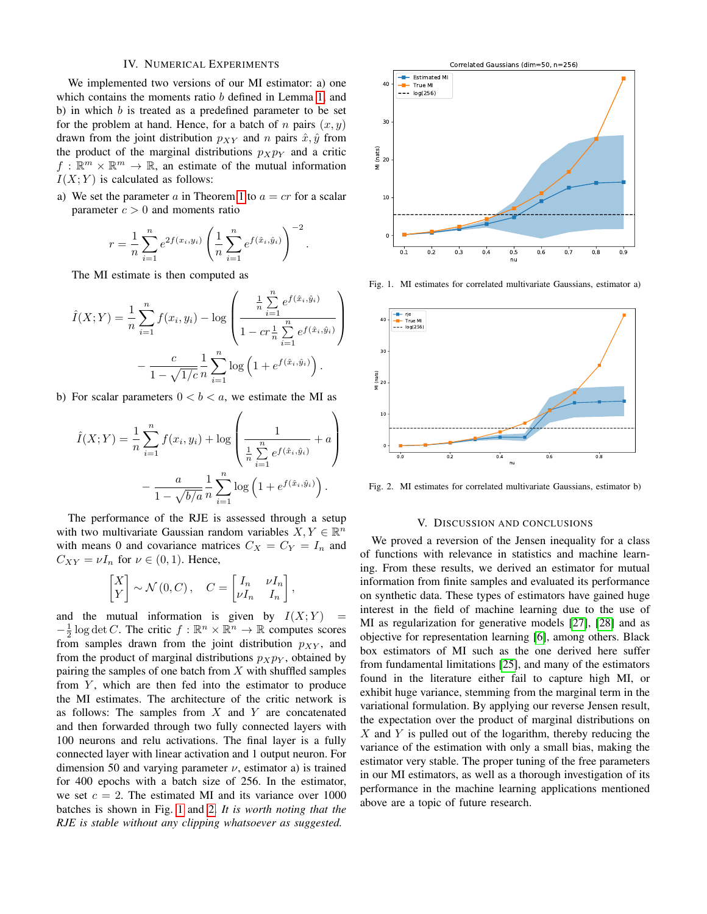## IV. Numerical Experiments

We implemented two versions of our MI estimator: a) one which contains the moments ratio $b$ defined in Lemma 1, and b) in which $b$ is treated as a predefined parameter to be set for the problem at hand. Hence, for a batch of $n$ pairs $(x, y)$ drawn from the joint distribution $p_{XY}$ and $n$ pairs $\hat{x}, \hat{y}$ from the product of the marginal distributions $p_X p_Y$ and a critic $f : \mathbb{R}^m \times \mathbb{R}^m \to \mathbb{R}$, an estimate of the mutual information $I(X; Y)$ is calculated as follows:

a) We set the parameter $a$ in Theorem 1 to $a = cr$ for a scalar parameter $c > 0$ and moments ratio

$$r = \frac{1}{n}\sum_{i=1}^{n} e^{2f(x_i,y_i)} \left(\frac{1}{n}\sum_{i=1}^{n} e^{f(\hat{x}_i,\hat{y}_i)}\right)^{-2}.$$

The MI estimate is then computed as

$$\hat{I}(X;Y) = \frac{1}{n}\sum_{i=1}^{n} f(x_i,y_i) - \log\left(\frac{\frac{1}{n}\sum_{i=1}^{n} e^{f(\hat{x}_i,\hat{y}_i)}}{1 - cr\frac{1}{n}\sum_{i=1}^{n} e^{f(\hat{x}_i,\hat{y}_i)}}\right) - \frac{c}{1-\sqrt{1/c}}\frac{1}{n}\sum_{i=1}^{n}\log\left(1 + e^{f(\hat{x}_i,\hat{y}_i)}\right).$$

b) For scalar parameters $0 < b < a$, we estimate the MI as

$$\hat{I}(X;Y) = \frac{1}{n}\sum_{i=1}^{n} f(x_i,y_i) + \log\left(\frac{1}{\frac{1}{n}\sum_{i=1}^{n} e^{f(\hat{x}_i,\hat{y}_i)}} + a\right) - \frac{a}{1-\sqrt{b/a}}\frac{1}{n}\sum_{i=1}^{n}\log\left(1 + e^{f(\hat{x}_i,\hat{y}_i)}\right).$$

The performance of the RJE is assessed through a setup with two multivariate Gaussian random variables $X, Y \in \mathbb{R}^n$ with means 0 and covariance matrices $C_X = C_Y = I_n$ and $C_{XY} = \nu I_n$ for $\nu \in (0, 1)$. Hence,

$$\begin{bmatrix} X \\ Y \end{bmatrix} \sim \mathcal{N}(0, C), \quad C = \begin{bmatrix} I_n & \nu I_n \\ \nu I_n & I_n \end{bmatrix},$$

and the mutual information is given by $I(X; Y) = -\frac{1}{2}\log\det C$. The critic $f : \mathbb{R}^n \times \mathbb{R}^n \to \mathbb{R}$ computes scores from samples drawn from the joint distribution $p_{XY}$, and from the product of marginal distributions $p_X p_Y$, obtained by pairing the samples of one batch from $X$ with shuffled samples from $Y$, which are then fed into the estimator to produce the MI estimates. The architecture of the critic network is as follows: The samples from $X$ and $Y$ are concatenated and then forwarded through two fully connected layers with 100 neurons and relu activations. The final layer is a fully connected layer with linear activation and 1 output neuron. For dimension 50 and varying parameter $\nu$, estimator a) is trained for 400 epochs with a batch size of 256. In the estimator, we set $c = 2$. The estimated MI and its variance over 1000 batches is shown in Fig. 1 and 2. *It is worth noting that the RJE is stable without any clipping whatsoever as suggested.*

Fig. 1. MI estimates for correlated multivariate Gaussians, estimator a)

Fig. 2. MI estimates for correlated multivariate Gaussians, estimator b)

## V. Discussion and Conclusions

We proved a reversion of the Jensen inequality for a class of functions with relevance in statistics and machine learning. From these results, we derived an estimator for mutual information from finite samples and evaluated its performance on synthetic data. These types of estimators have gained huge interest in the field of machine learning due to the use of MI as regularization for generative models [27], [28] and as objective for representation learning [6], among others. Black box estimators of MI such as the one derived here suffer from fundamental limitations [25], and many of the estimators found in the literature either fail to capture high MI, or exhibit huge variance, stemming from the marginal term in the variational formulation. By applying our reverse Jensen result, the expectation over the product of marginal distributions on $X$ and $Y$ is pulled out of the logarithm, thereby reducing the variance of the estimation with only a small bias, making the estimator very stable. The proper tuning of the free parameters in our MI estimators, as well as a thorough investigation of its performance in the machine learning applications mentioned above are a topic of future research.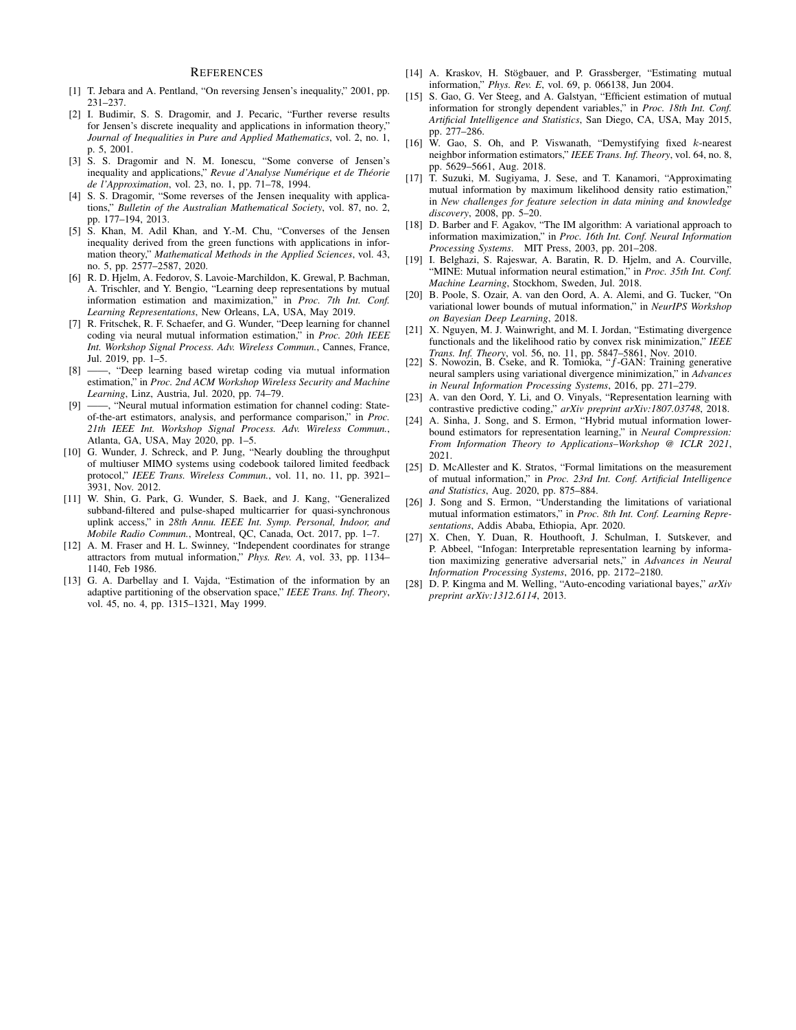## References

[1] T. Jebara and A. Pentland, "On reversing Jensen's inequality," 2001, pp. 231–237.

[2] I. Budimir, S. S. Dragomir, and J. Pecaric, "Further reverse results for Jensen's discrete inequality and applications in information theory," *Journal of Inequalities in Pure and Applied Mathematics*, vol. 2, no. 1, p. 5, 2001.

[3] S. S. Dragomir and N. M. Ionescu, "Some converse of Jensen's inequality and applications," *Revue d'Analyse Numérique et de Théorie de l'Approximation*, vol. 23, no. 1, pp. 71–78, 1994.

[4] S. S. Dragomir, "Some reverses of the Jensen inequality with applications," *Bulletin of the Australian Mathematical Society*, vol. 87, no. 2, pp. 177–194, 2013.

[5] S. Khan, M. Adil Khan, and Y.-M. Chu, "Converses of the Jensen inequality derived from the green functions with applications in information theory," *Mathematical Methods in the Applied Sciences*, vol. 43, no. 5, pp. 2577–2587, 2020.

[6] R. D. Hjelm, A. Fedorov, S. Lavoie-Marchildon, K. Grewal, P. Bachman, A. Trischler, and Y. Bengio, "Learning deep representations by mutual information estimation and maximization," in *Proc. 7th Int. Conf. Learning Representations*, New Orleans, LA, USA, May 2019.

[7] R. Fritschek, R. F. Schaefer, and G. Wunder, "Deep learning for channel coding via neural mutual information estimation," in *Proc. 20th IEEE Int. Workshop Signal Process. Adv. Wireless Commun.*, Cannes, France, Jul. 2019, pp. 1–5.

[8] ——, "Deep learning based wiretap coding via mutual information estimation," in *Proc. 2nd ACM Workshop Wireless Security and Machine Learning*, Linz, Austria, Jul. 2020, pp. 74–79.

[9] ——, "Neural mutual information estimation for channel coding: State-of-the-art estimators, analysis, and performance comparison," in *Proc. 21th IEEE Int. Workshop Signal Process. Adv. Wireless Commun.*, Atlanta, GA, USA, May 2020, pp. 1–5.

[10] G. Wunder, J. Schreck, and P. Jung, "Nearly doubling the throughput of multiuser MIMO systems using codebook tailored limited feedback protocol," *IEEE Trans. Wireless Commun.*, vol. 11, no. 11, pp. 3921–3931, Nov. 2012.

[11] W. Shin, G. Park, G. Wunder, S. Baek, and J. Kang, "Generalized subband-filtered and pulse-shaped multicarrier for quasi-synchronous uplink access," in *28th Annu. IEEE Int. Symp. Personal, Indoor, and Mobile Radio Commun.*, Montreal, QC, Canada, Oct. 2017, pp. 1–7.

[12] A. M. Fraser and H. L. Swinney, "Independent coordinates for strange attractors from mutual information," *Phys. Rev. A*, vol. 33, pp. 1134–1140, Feb 1986.

[13] G. A. Darbellay and I. Vajda, "Estimation of the information by an adaptive partitioning of the observation space," *IEEE Trans. Inf. Theory*, vol. 45, no. 4, pp. 1315–1321, May 1999.

[14] A. Kraskov, H. Stögbauer, and P. Grassberger, "Estimating mutual information," *Phys. Rev. E*, vol. 69, p. 066138, Jun 2004.

[15] S. Gao, G. Ver Steeg, and A. Galstyan, "Efficient estimation of mutual information for strongly dependent variables," in *Proc. 18th Int. Conf. Artificial Intelligence and Statistics*, San Diego, CA, USA, May 2015, pp. 277–286.

[16] W. Gao, S. Oh, and P. Viswanath, "Demystifying fixed $k$-nearest neighbor information estimators," *IEEE Trans. Inf. Theory*, vol. 64, no. 8, pp. 5629–5661, Aug. 2018.

[17] T. Suzuki, M. Sugiyama, J. Sese, and T. Kanamori, "Approximating mutual information by maximum likelihood density ratio estimation," in *New challenges for feature selection in data mining and knowledge discovery*, 2008, pp. 5–20.

[18] D. Barber and F. Agakov, "The IM algorithm: A variational approach to information maximization," in *Proc. 16th Int. Conf. Neural Information Processing Systems*. MIT Press, 2003, pp. 201–208.

[19] I. Belghazi, S. Rajeswar, A. Baratin, R. D. Hjelm, and A. Courville, "MINE: Mutual information neural estimation," in *Proc. 35th Int. Conf. Machine Learning*, Stockhom, Sweden, Jul. 2018.

[20] B. Poole, S. Ozair, A. van den Oord, A. A. Alemi, and G. Tucker, "On variational lower bounds of mutual information," in *NeurIPS Workshop on Bayesian Deep Learning*, 2018.

[21] X. Nguyen, M. J. Wainwright, and M. I. Jordan, "Estimating divergence functionals and the likelihood ratio by convex risk minimization," *IEEE Trans. Inf. Theory*, vol. 56, no. 11, pp. 5847–5861, Nov. 2010.

[22] S. Nowozin, B. Cseke, and R. Tomioka, "$f$-GAN: Training generative neural samplers using variational divergence minimization," in *Advances in Neural Information Processing Systems*, 2016, pp. 271–279.

[23] A. van den Oord, Y. Li, and O. Vinyals, "Representation learning with contrastive predictive coding," *arXiv preprint arXiv:1807.03748*, 2018.

[24] A. Sinha, J. Song, and S. Ermon, "Hybrid mutual information lower-bound estimators for representation learning," in *Neural Compression: From Information Theory to Applications–Workshop @ ICLR 2021*, 2021.

[25] D. McAllester and K. Stratos, "Formal limitations on the measurement of mutual information," in *Proc. 23rd Int. Conf. Artificial Intelligence and Statistics*, Aug. 2020, pp. 875–884.

[26] J. Song and S. Ermon, "Understanding the limitations of variational mutual information estimators," in *Proc. 8th Int. Conf. Learning Representations*, Addis Ababa, Ethiopia, Apr. 2020.

[27] X. Chen, Y. Duan, R. Houthooft, J. Schulman, I. Sutskever, and P. Abbeel, "Infogan: Interpretable representation learning by information maximizing generative adversarial nets," in *Advances in Neural Information Processing Systems*, 2016, pp. 2172–2180.

[28] D. P. Kingma and M. Welling, "Auto-encoding variational bayes," *arXiv preprint arXiv:1312.6114*, 2013.